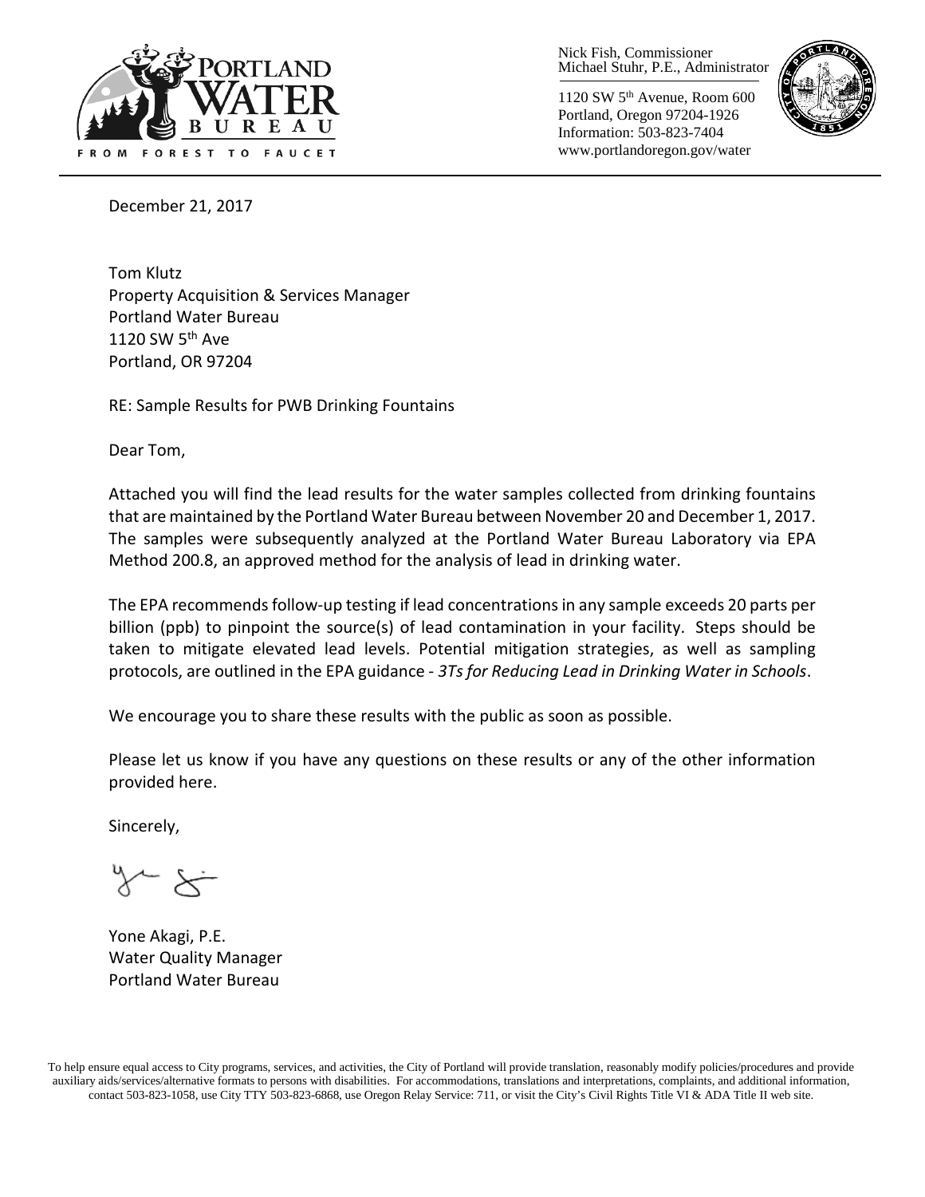Nick Fish, Commissioner
Michael Stuhr, P.E., Administrator

1120 SW 5th Avenue, Room 600
Portland, Oregon 97204-1926
Information: 503-823-7404
www.portlandoregon.gov/water

December 21, 2017

Tom Klutz
Property Acquisition & Services Manager
Portland Water Bureau
1120 SW 5th Ave
Portland, OR 97204

RE: Sample Results for PWB Drinking Fountains

Dear Tom,

Attached you will find the lead results for the water samples collected from drinking fountains that are maintained by the Portland Water Bureau between November 20 and December 1, 2017. The samples were subsequently analyzed at the Portland Water Bureau Laboratory via EPA Method 200.8, an approved method for the analysis of lead in drinking water.

The EPA recommends follow-up testing if lead concentrations in any sample exceeds 20 parts per billion (ppb) to pinpoint the source(s) of lead contamination in your facility. Steps should be taken to mitigate elevated lead levels. Potential mitigation strategies, as well as sampling protocols, are outlined in the EPA guidance - *3Ts for Reducing Lead in Drinking Water in Schools*.

We encourage you to share these results with the public as soon as possible.

Please let us know if you have any questions on these results or any of the other information provided here.

Sincerely,

Yone Akagi, P.E.
Water Quality Manager
Portland Water Bureau

To help ensure equal access to City programs, services, and activities, the City of Portland will provide translation, reasonably modify policies/procedures and provide auxiliary aids/services/alternative formats to persons with disabilities. For accommodations, translations and interpretations, complaints, and additional information, contact 503-823-1058, use City TTY 503-823-6868, use Oregon Relay Service: 711, or visit the City's Civil Rights Title VI & ADA Title II web site.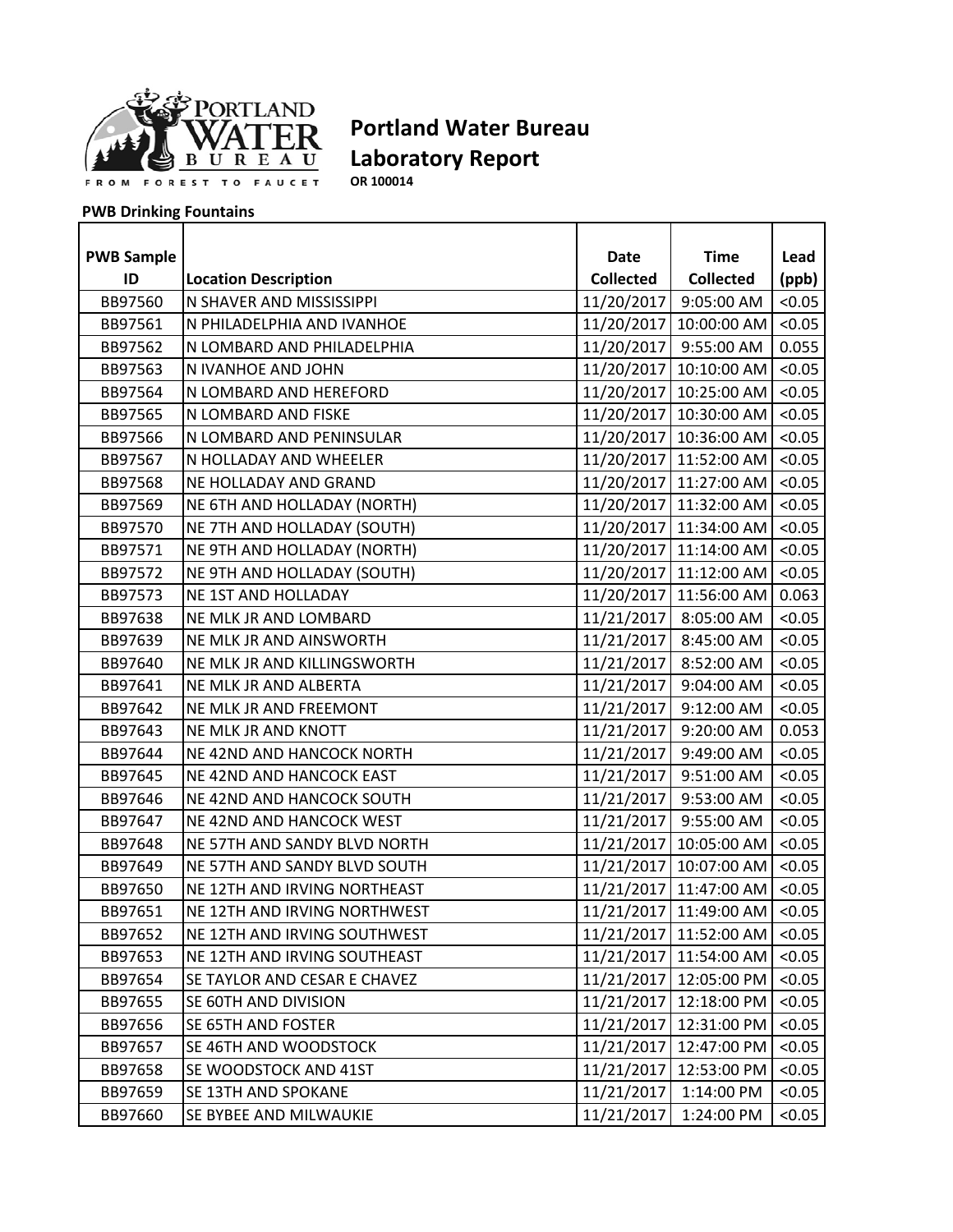# Portland Water Bureau Laboratory Report

PORTLAND WATER BUREAU

FROM FOREST TO FAUCET

**OR 100014**

**PWB Drinking Fountains**

| PWB Sample ID | Location Description | Date Collected | Time Collected | Lead (ppb) |
|---|---|---|---|---|
| BB97560 | N SHAVER AND MISSISSIPPI | 11/20/2017 | 9:05:00 AM | <0.05 |
| BB97561 | N PHILADELPHIA AND IVANHOE | 11/20/2017 | 10:00:00 AM | <0.05 |
| BB97562 | N LOMBARD AND PHILADELPHIA | 11/20/2017 | 9:55:00 AM | 0.055 |
| BB97563 | N IVANHOE AND JOHN | 11/20/2017 | 10:10:00 AM | <0.05 |
| BB97564 | N LOMBARD AND HEREFORD | 11/20/2017 | 10:25:00 AM | <0.05 |
| BB97565 | N LOMBARD AND FISKE | 11/20/2017 | 10:30:00 AM | <0.05 |
| BB97566 | N LOMBARD AND PENINSULAR | 11/20/2017 | 10:36:00 AM | <0.05 |
| BB97567 | N HOLLADAY AND WHEELER | 11/20/2017 | 11:52:00 AM | <0.05 |
| BB97568 | NE HOLLADAY AND GRAND | 11/20/2017 | 11:27:00 AM | <0.05 |
| BB97569 | NE 6TH AND HOLLADAY (NORTH) | 11/20/2017 | 11:32:00 AM | <0.05 |
| BB97570 | NE 7TH AND HOLLADAY (SOUTH) | 11/20/2017 | 11:34:00 AM | <0.05 |
| BB97571 | NE 9TH AND HOLLADAY (NORTH) | 11/20/2017 | 11:14:00 AM | <0.05 |
| BB97572 | NE 9TH AND HOLLADAY (SOUTH) | 11/20/2017 | 11:12:00 AM | <0.05 |
| BB97573 | NE 1ST AND HOLLADAY | 11/20/2017 | 11:56:00 AM | 0.063 |
| BB97638 | NE MLK JR AND LOMBARD | 11/21/2017 | 8:05:00 AM | <0.05 |
| BB97639 | NE MLK JR AND AINSWORTH | 11/21/2017 | 8:45:00 AM | <0.05 |
| BB97640 | NE MLK JR AND KILLINGSWORTH | 11/21/2017 | 8:52:00 AM | <0.05 |
| BB97641 | NE MLK JR AND ALBERTA | 11/21/2017 | 9:04:00 AM | <0.05 |
| BB97642 | NE MLK JR AND FREEMONT | 11/21/2017 | 9:12:00 AM | <0.05 |
| BB97643 | NE MLK JR AND KNOTT | 11/21/2017 | 9:20:00 AM | 0.053 |
| BB97644 | NE 42ND AND HANCOCK NORTH | 11/21/2017 | 9:49:00 AM | <0.05 |
| BB97645 | NE 42ND AND HANCOCK EAST | 11/21/2017 | 9:51:00 AM | <0.05 |
| BB97646 | NE 42ND AND HANCOCK SOUTH | 11/21/2017 | 9:53:00 AM | <0.05 |
| BB97647 | NE 42ND AND HANCOCK WEST | 11/21/2017 | 9:55:00 AM | <0.05 |
| BB97648 | NE 57TH AND SANDY BLVD NORTH | 11/21/2017 | 10:05:00 AM | <0.05 |
| BB97649 | NE 57TH AND SANDY BLVD SOUTH | 11/21/2017 | 10:07:00 AM | <0.05 |
| BB97650 | NE 12TH AND IRVING NORTHEAST | 11/21/2017 | 11:47:00 AM | <0.05 |
| BB97651 | NE 12TH AND IRVING NORTHWEST | 11/21/2017 | 11:49:00 AM | <0.05 |
| BB97652 | NE 12TH AND IRVING SOUTHWEST | 11/21/2017 | 11:52:00 AM | <0.05 |
| BB97653 | NE 12TH AND IRVING SOUTHEAST | 11/21/2017 | 11:54:00 AM | <0.05 |
| BB97654 | SE TAYLOR AND CESAR E CHAVEZ | 11/21/2017 | 12:05:00 PM | <0.05 |
| BB97655 | SE 60TH AND DIVISION | 11/21/2017 | 12:18:00 PM | <0.05 |
| BB97656 | SE 65TH AND FOSTER | 11/21/2017 | 12:31:00 PM | <0.05 |
| BB97657 | SE 46TH AND WOODSTOCK | 11/21/2017 | 12:47:00 PM | <0.05 |
| BB97658 | SE WOODSTOCK AND 41ST | 11/21/2017 | 12:53:00 PM | <0.05 |
| BB97659 | SE 13TH AND SPOKANE | 11/21/2017 | 1:14:00 PM | <0.05 |
| BB97660 | SE BYBEE AND MILWAUKIE | 11/21/2017 | 1:24:00 PM | <0.05 |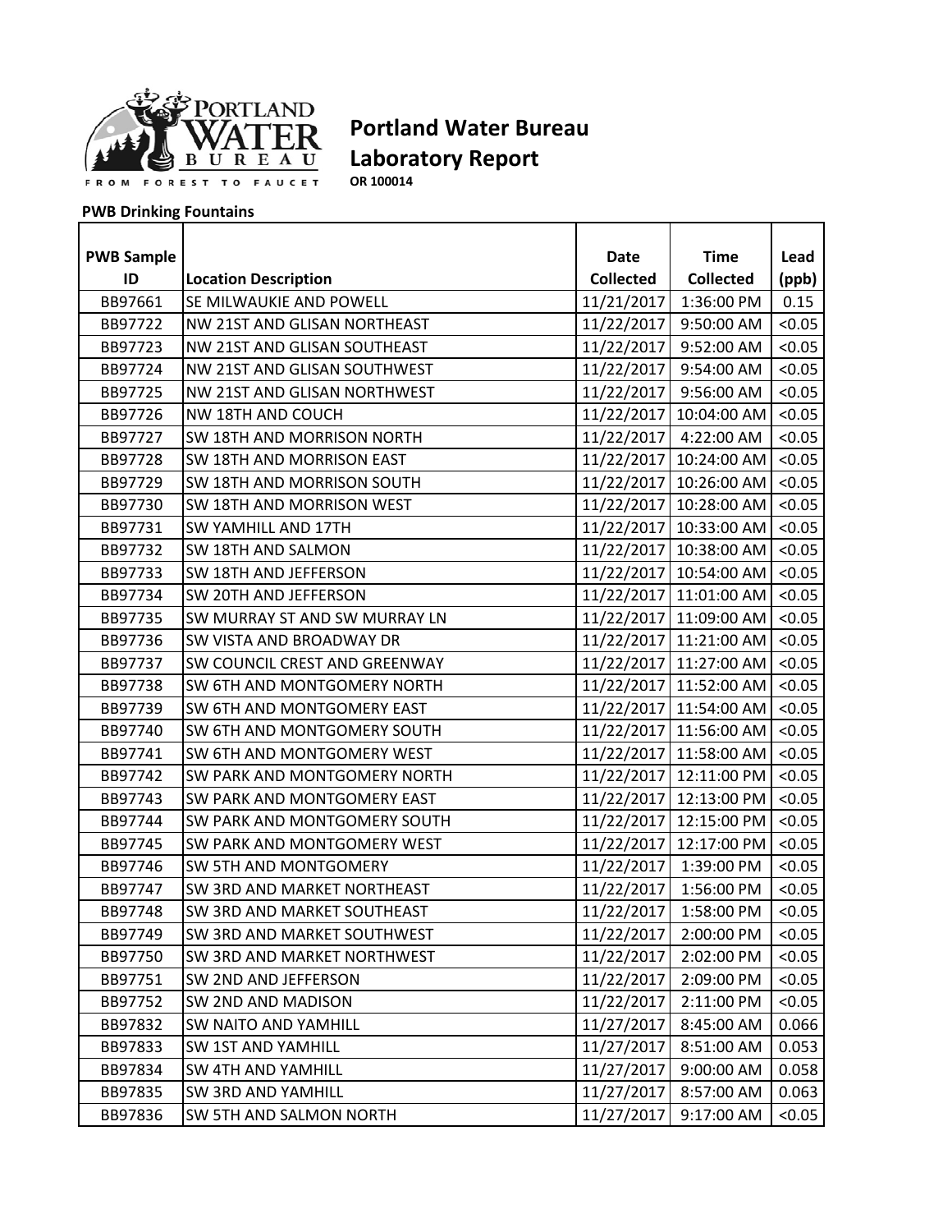# Portland Water Bureau Laboratory Report

**OR 100014**

**PWB Drinking Fountains**

| PWB Sample ID | Location Description | Date Collected | Time Collected | Lead (ppb) |
|---|---|---|---|---|
| BB97661 | SE MILWAUKIE AND POWELL | 11/21/2017 | 1:36:00 PM | 0.15 |
| BB97722 | NW 21ST AND GLISAN NORTHEAST | 11/22/2017 | 9:50:00 AM | <0.05 |
| BB97723 | NW 21ST AND GLISAN SOUTHEAST | 11/22/2017 | 9:52:00 AM | <0.05 |
| BB97724 | NW 21ST AND GLISAN SOUTHWEST | 11/22/2017 | 9:54:00 AM | <0.05 |
| BB97725 | NW 21ST AND GLISAN NORTHWEST | 11/22/2017 | 9:56:00 AM | <0.05 |
| BB97726 | NW 18TH AND COUCH | 11/22/2017 | 10:04:00 AM | <0.05 |
| BB97727 | SW 18TH AND MORRISON NORTH | 11/22/2017 | 4:22:00 AM | <0.05 |
| BB97728 | SW 18TH AND MORRISON EAST | 11/22/2017 | 10:24:00 AM | <0.05 |
| BB97729 | SW 18TH AND MORRISON SOUTH | 11/22/2017 | 10:26:00 AM | <0.05 |
| BB97730 | SW 18TH AND MORRISON WEST | 11/22/2017 | 10:28:00 AM | <0.05 |
| BB97731 | SW YAMHILL AND 17TH | 11/22/2017 | 10:33:00 AM | <0.05 |
| BB97732 | SW 18TH AND SALMON | 11/22/2017 | 10:38:00 AM | <0.05 |
| BB97733 | SW 18TH AND JEFFERSON | 11/22/2017 | 10:54:00 AM | <0.05 |
| BB97734 | SW 20TH AND JEFFERSON | 11/22/2017 | 11:01:00 AM | <0.05 |
| BB97735 | SW MURRAY ST AND SW MURRAY LN | 11/22/2017 | 11:09:00 AM | <0.05 |
| BB97736 | SW VISTA AND BROADWAY DR | 11/22/2017 | 11:21:00 AM | <0.05 |
| BB97737 | SW COUNCIL CREST AND GREENWAY | 11/22/2017 | 11:27:00 AM | <0.05 |
| BB97738 | SW 6TH AND MONTGOMERY NORTH | 11/22/2017 | 11:52:00 AM | <0.05 |
| BB97739 | SW 6TH AND MONTGOMERY EAST | 11/22/2017 | 11:54:00 AM | <0.05 |
| BB97740 | SW 6TH AND MONTGOMERY SOUTH | 11/22/2017 | 11:56:00 AM | <0.05 |
| BB97741 | SW 6TH AND MONTGOMERY WEST | 11/22/2017 | 11:58:00 AM | <0.05 |
| BB97742 | SW PARK AND MONTGOMERY NORTH | 11/22/2017 | 12:11:00 PM | <0.05 |
| BB97743 | SW PARK AND MONTGOMERY EAST | 11/22/2017 | 12:13:00 PM | <0.05 |
| BB97744 | SW PARK AND MONTGOMERY SOUTH | 11/22/2017 | 12:15:00 PM | <0.05 |
| BB97745 | SW PARK AND MONTGOMERY WEST | 11/22/2017 | 12:17:00 PM | <0.05 |
| BB97746 | SW 5TH AND MONTGOMERY | 11/22/2017 | 1:39:00 PM | <0.05 |
| BB97747 | SW 3RD AND MARKET NORTHEAST | 11/22/2017 | 1:56:00 PM | <0.05 |
| BB97748 | SW 3RD AND MARKET SOUTHEAST | 11/22/2017 | 1:58:00 PM | <0.05 |
| BB97749 | SW 3RD AND MARKET SOUTHWEST | 11/22/2017 | 2:00:00 PM | <0.05 |
| BB97750 | SW 3RD AND MARKET NORTHWEST | 11/22/2017 | 2:02:00 PM | <0.05 |
| BB97751 | SW 2ND AND JEFFERSON | 11/22/2017 | 2:09:00 PM | <0.05 |
| BB97752 | SW 2ND AND MADISON | 11/22/2017 | 2:11:00 PM | <0.05 |
| BB97832 | SW NAITO AND YAMHILL | 11/27/2017 | 8:45:00 AM | 0.066 |
| BB97833 | SW 1ST AND YAMHILL | 11/27/2017 | 8:51:00 AM | 0.053 |
| BB97834 | SW 4TH AND YAMHILL | 11/27/2017 | 9:00:00 AM | 0.058 |
| BB97835 | SW 3RD AND YAMHILL | 11/27/2017 | 8:57:00 AM | 0.063 |
| BB97836 | SW 5TH AND SALMON NORTH | 11/27/2017 | 9:17:00 AM | <0.05 |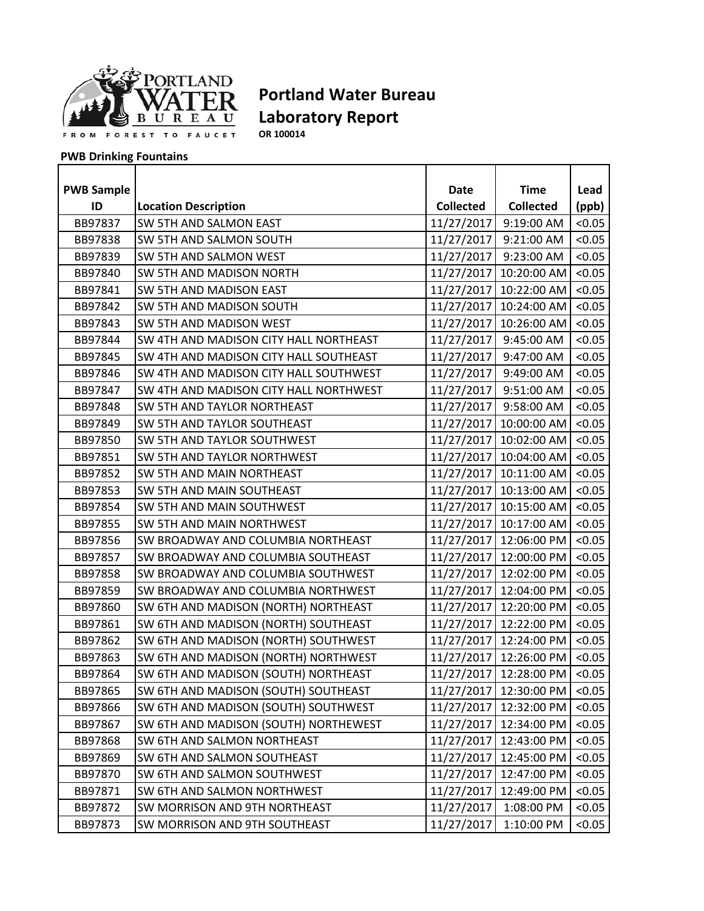# Portland Water Bureau Laboratory Report

**OR 100014**

**PWB Drinking Fountains**

| PWB Sample ID | Location Description | Date Collected | Time Collected | Lead (ppb) |
|---|---|---|---|---|
| BB97837 | SW 5TH AND SALMON EAST | 11/27/2017 | 9:19:00 AM | <0.05 |
| BB97838 | SW 5TH AND SALMON SOUTH | 11/27/2017 | 9:21:00 AM | <0.05 |
| BB97839 | SW 5TH AND SALMON WEST | 11/27/2017 | 9:23:00 AM | <0.05 |
| BB97840 | SW 5TH AND MADISON NORTH | 11/27/2017 | 10:20:00 AM | <0.05 |
| BB97841 | SW 5TH AND MADISON EAST | 11/27/2017 | 10:22:00 AM | <0.05 |
| BB97842 | SW 5TH AND MADISON SOUTH | 11/27/2017 | 10:24:00 AM | <0.05 |
| BB97843 | SW 5TH AND MADISON WEST | 11/27/2017 | 10:26:00 AM | <0.05 |
| BB97844 | SW 4TH AND MADISON CITY HALL NORTHEAST | 11/27/2017 | 9:45:00 AM | <0.05 |
| BB97845 | SW 4TH AND MADISON CITY HALL SOUTHEAST | 11/27/2017 | 9:47:00 AM | <0.05 |
| BB97846 | SW 4TH AND MADISON CITY HALL SOUTHWEST | 11/27/2017 | 9:49:00 AM | <0.05 |
| BB97847 | SW 4TH AND MADISON CITY HALL NORTHWEST | 11/27/2017 | 9:51:00 AM | <0.05 |
| BB97848 | SW 5TH AND TAYLOR NORTHEAST | 11/27/2017 | 9:58:00 AM | <0.05 |
| BB97849 | SW 5TH AND TAYLOR SOUTHEAST | 11/27/2017 | 10:00:00 AM | <0.05 |
| BB97850 | SW 5TH AND TAYLOR SOUTHWEST | 11/27/2017 | 10:02:00 AM | <0.05 |
| BB97851 | SW 5TH AND TAYLOR NORTHWEST | 11/27/2017 | 10:04:00 AM | <0.05 |
| BB97852 | SW 5TH AND MAIN NORTHEAST | 11/27/2017 | 10:11:00 AM | <0.05 |
| BB97853 | SW 5TH AND MAIN SOUTHEAST | 11/27/2017 | 10:13:00 AM | <0.05 |
| BB97854 | SW 5TH AND MAIN SOUTHWEST | 11/27/2017 | 10:15:00 AM | <0.05 |
| BB97855 | SW 5TH AND MAIN NORTHWEST | 11/27/2017 | 10:17:00 AM | <0.05 |
| BB97856 | SW BROADWAY AND COLUMBIA NORTHEAST | 11/27/2017 | 12:06:00 PM | <0.05 |
| BB97857 | SW BROADWAY AND COLUMBIA SOUTHEAST | 11/27/2017 | 12:00:00 PM | <0.05 |
| BB97858 | SW BROADWAY AND COLUMBIA SOUTHWEST | 11/27/2017 | 12:02:00 PM | <0.05 |
| BB97859 | SW BROADWAY AND COLUMBIA NORTHWEST | 11/27/2017 | 12:04:00 PM | <0.05 |
| BB97860 | SW 6TH AND MADISON (NORTH) NORTHEAST | 11/27/2017 | 12:20:00 PM | <0.05 |
| BB97861 | SW 6TH AND MADISON (NORTH) SOUTHEAST | 11/27/2017 | 12:22:00 PM | <0.05 |
| BB97862 | SW 6TH AND MADISON (NORTH) SOUTHWEST | 11/27/2017 | 12:24:00 PM | <0.05 |
| BB97863 | SW 6TH AND MADISON (NORTH) NORTHWEST | 11/27/2017 | 12:26:00 PM | <0.05 |
| BB97864 | SW 6TH AND MADISON (SOUTH) NORTHEAST | 11/27/2017 | 12:28:00 PM | <0.05 |
| BB97865 | SW 6TH AND MADISON (SOUTH) SOUTHEAST | 11/27/2017 | 12:30:00 PM | <0.05 |
| BB97866 | SW 6TH AND MADISON (SOUTH) SOUTHWEST | 11/27/2017 | 12:32:00 PM | <0.05 |
| BB97867 | SW 6TH AND MADISON (SOUTH) NORTHEWEST | 11/27/2017 | 12:34:00 PM | <0.05 |
| BB97868 | SW 6TH AND SALMON NORTHEAST | 11/27/2017 | 12:43:00 PM | <0.05 |
| BB97869 | SW 6TH AND SALMON SOUTHEAST | 11/27/2017 | 12:45:00 PM | <0.05 |
| BB97870 | SW 6TH AND SALMON SOUTHWEST | 11/27/2017 | 12:47:00 PM | <0.05 |
| BB97871 | SW 6TH AND SALMON NORTHWEST | 11/27/2017 | 12:49:00 PM | <0.05 |
| BB97872 | SW MORRISON AND 9TH NORTHEAST | 11/27/2017 | 1:08:00 PM | <0.05 |
| BB97873 | SW MORRISON AND 9TH SOUTHEAST | 11/27/2017 | 1:10:00 PM | <0.05 |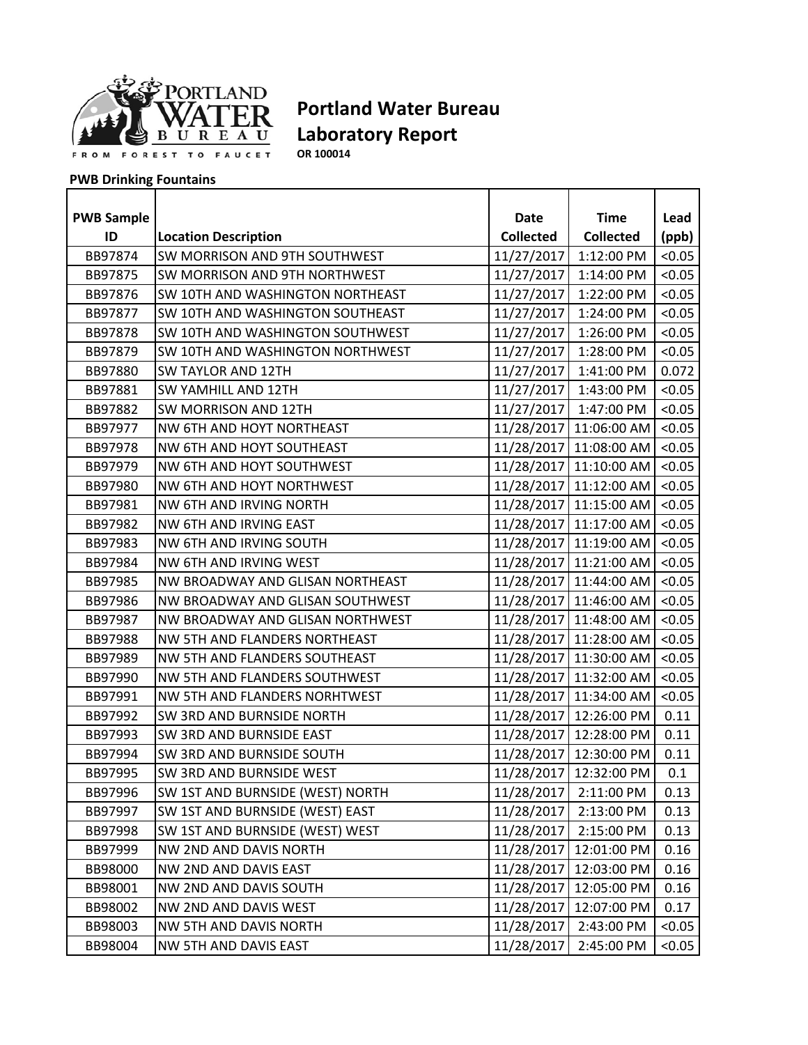# Portland Water Bureau Laboratory Report

**OR 100014**

**PWB Drinking Fountains**

| PWB Sample ID | Location Description | Date Collected | Time Collected | Lead (ppb) |
|---|---|---|---|---|
| BB97874 | SW MORRISON AND 9TH SOUTHWEST | 11/27/2017 | 1:12:00 PM | <0.05 |
| BB97875 | SW MORRISON AND 9TH NORTHWEST | 11/27/2017 | 1:14:00 PM | <0.05 |
| BB97876 | SW 10TH AND WASHINGTON NORTHEAST | 11/27/2017 | 1:22:00 PM | <0.05 |
| BB97877 | SW 10TH AND WASHINGTON SOUTHEAST | 11/27/2017 | 1:24:00 PM | <0.05 |
| BB97878 | SW 10TH AND WASHINGTON SOUTHWEST | 11/27/2017 | 1:26:00 PM | <0.05 |
| BB97879 | SW 10TH AND WASHINGTON NORTHWEST | 11/27/2017 | 1:28:00 PM | <0.05 |
| BB97880 | SW TAYLOR AND 12TH | 11/27/2017 | 1:41:00 PM | 0.072 |
| BB97881 | SW YAMHILL AND 12TH | 11/27/2017 | 1:43:00 PM | <0.05 |
| BB97882 | SW MORRISON AND 12TH | 11/27/2017 | 1:47:00 PM | <0.05 |
| BB97977 | NW 6TH AND HOYT NORTHEAST | 11/28/2017 | 11:06:00 AM | <0.05 |
| BB97978 | NW 6TH AND HOYT SOUTHEAST | 11/28/2017 | 11:08:00 AM | <0.05 |
| BB97979 | NW 6TH AND HOYT SOUTHWEST | 11/28/2017 | 11:10:00 AM | <0.05 |
| BB97980 | NW 6TH AND HOYT NORTHWEST | 11/28/2017 | 11:12:00 AM | <0.05 |
| BB97981 | NW 6TH AND IRVING NORTH | 11/28/2017 | 11:15:00 AM | <0.05 |
| BB97982 | NW 6TH AND IRVING EAST | 11/28/2017 | 11:17:00 AM | <0.05 |
| BB97983 | NW 6TH AND IRVING SOUTH | 11/28/2017 | 11:19:00 AM | <0.05 |
| BB97984 | NW 6TH AND IRVING WEST | 11/28/2017 | 11:21:00 AM | <0.05 |
| BB97985 | NW BROADWAY AND GLISAN NORTHEAST | 11/28/2017 | 11:44:00 AM | <0.05 |
| BB97986 | NW BROADWAY AND GLISAN SOUTHWEST | 11/28/2017 | 11:46:00 AM | <0.05 |
| BB97987 | NW BROADWAY AND GLISAN NORTHWEST | 11/28/2017 | 11:48:00 AM | <0.05 |
| BB97988 | NW 5TH AND FLANDERS NORTHEAST | 11/28/2017 | 11:28:00 AM | <0.05 |
| BB97989 | NW 5TH AND FLANDERS SOUTHEAST | 11/28/2017 | 11:30:00 AM | <0.05 |
| BB97990 | NW 5TH AND FLANDERS SOUTHWEST | 11/28/2017 | 11:32:00 AM | <0.05 |
| BB97991 | NW 5TH AND FLANDERS NORHTWEST | 11/28/2017 | 11:34:00 AM | <0.05 |
| BB97992 | SW 3RD AND BURNSIDE NORTH | 11/28/2017 | 12:26:00 PM | 0.11 |
| BB97993 | SW 3RD AND BURNSIDE EAST | 11/28/2017 | 12:28:00 PM | 0.11 |
| BB97994 | SW 3RD AND BURNSIDE SOUTH | 11/28/2017 | 12:30:00 PM | 0.11 |
| BB97995 | SW 3RD AND BURNSIDE WEST | 11/28/2017 | 12:32:00 PM | 0.1 |
| BB97996 | SW 1ST AND BURNSIDE (WEST) NORTH | 11/28/2017 | 2:11:00 PM | 0.13 |
| BB97997 | SW 1ST AND BURNSIDE (WEST) EAST | 11/28/2017 | 2:13:00 PM | 0.13 |
| BB97998 | SW 1ST AND BURNSIDE (WEST) WEST | 11/28/2017 | 2:15:00 PM | 0.13 |
| BB97999 | NW 2ND AND DAVIS NORTH | 11/28/2017 | 12:01:00 PM | 0.16 |
| BB98000 | NW 2ND AND DAVIS EAST | 11/28/2017 | 12:03:00 PM | 0.16 |
| BB98001 | NW 2ND AND DAVIS SOUTH | 11/28/2017 | 12:05:00 PM | 0.16 |
| BB98002 | NW 2ND AND DAVIS WEST | 11/28/2017 | 12:07:00 PM | 0.17 |
| BB98003 | NW 5TH AND DAVIS NORTH | 11/28/2017 | 2:43:00 PM | <0.05 |
| BB98004 | NW 5TH AND DAVIS EAST | 11/28/2017 | 2:45:00 PM | <0.05 |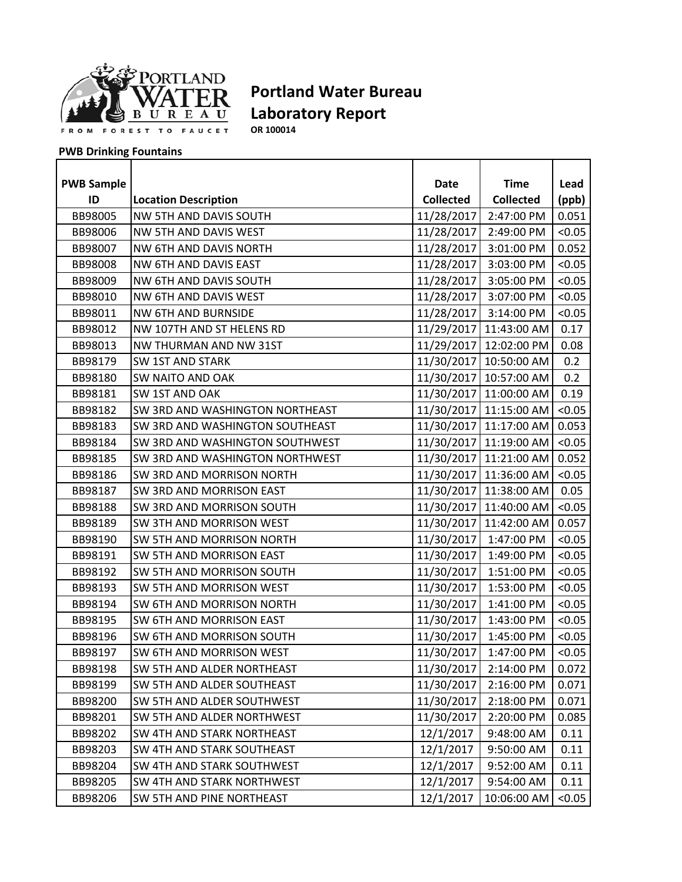# Portland Water Bureau Laboratory Report

**OR 100014**

**PWB Drinking Fountains**

| PWB Sample ID | Location Description | Date Collected | Time Collected | Lead (ppb) |
|---|---|---|---|---|
| BB98005 | NW 5TH AND DAVIS SOUTH | 11/28/2017 | 2:47:00 PM | 0.051 |
| BB98006 | NW 5TH AND DAVIS WEST | 11/28/2017 | 2:49:00 PM | <0.05 |
| BB98007 | NW 6TH AND DAVIS NORTH | 11/28/2017 | 3:01:00 PM | 0.052 |
| BB98008 | NW 6TH AND DAVIS EAST | 11/28/2017 | 3:03:00 PM | <0.05 |
| BB98009 | NW 6TH AND DAVIS SOUTH | 11/28/2017 | 3:05:00 PM | <0.05 |
| BB98010 | NW 6TH AND DAVIS WEST | 11/28/2017 | 3:07:00 PM | <0.05 |
| BB98011 | NW 6TH AND BURNSIDE | 11/28/2017 | 3:14:00 PM | <0.05 |
| BB98012 | NW 107TH AND ST HELENS RD | 11/29/2017 | 11:43:00 AM | 0.17 |
| BB98013 | NW THURMAN AND NW 31ST | 11/29/2017 | 12:02:00 PM | 0.08 |
| BB98179 | SW 1ST AND STARK | 11/30/2017 | 10:50:00 AM | 0.2 |
| BB98180 | SW NAITO AND OAK | 11/30/2017 | 10:57:00 AM | 0.2 |
| BB98181 | SW 1ST AND OAK | 11/30/2017 | 11:00:00 AM | 0.19 |
| BB98182 | SW 3RD AND WASHINGTON NORTHEAST | 11/30/2017 | 11:15:00 AM | <0.05 |
| BB98183 | SW 3RD AND WASHINGTON SOUTHEAST | 11/30/2017 | 11:17:00 AM | 0.053 |
| BB98184 | SW 3RD AND WASHINGTON SOUTHWEST | 11/30/2017 | 11:19:00 AM | <0.05 |
| BB98185 | SW 3RD AND WASHINGTON NORTHWEST | 11/30/2017 | 11:21:00 AM | 0.052 |
| BB98186 | SW 3RD AND MORRISON NORTH | 11/30/2017 | 11:36:00 AM | <0.05 |
| BB98187 | SW 3RD AND MORRISON EAST | 11/30/2017 | 11:38:00 AM | 0.05 |
| BB98188 | SW 3RD AND MORRISON SOUTH | 11/30/2017 | 11:40:00 AM | <0.05 |
| BB98189 | SW 3TH AND MORRISON WEST | 11/30/2017 | 11:42:00 AM | 0.057 |
| BB98190 | SW 5TH AND MORRISON NORTH | 11/30/2017 | 1:47:00 PM | <0.05 |
| BB98191 | SW 5TH AND MORRISON EAST | 11/30/2017 | 1:49:00 PM | <0.05 |
| BB98192 | SW 5TH AND MORRISON SOUTH | 11/30/2017 | 1:51:00 PM | <0.05 |
| BB98193 | SW 5TH AND MORRISON WEST | 11/30/2017 | 1:53:00 PM | <0.05 |
| BB98194 | SW 6TH AND MORRISON NORTH | 11/30/2017 | 1:41:00 PM | <0.05 |
| BB98195 | SW 6TH AND MORRISON EAST | 11/30/2017 | 1:43:00 PM | <0.05 |
| BB98196 | SW 6TH AND MORRISON SOUTH | 11/30/2017 | 1:45:00 PM | <0.05 |
| BB98197 | SW 6TH AND MORRISON WEST | 11/30/2017 | 1:47:00 PM | <0.05 |
| BB98198 | SW 5TH AND ALDER NORTHEAST | 11/30/2017 | 2:14:00 PM | 0.072 |
| BB98199 | SW 5TH AND ALDER SOUTHEAST | 11/30/2017 | 2:16:00 PM | 0.071 |
| BB98200 | SW 5TH AND ALDER SOUTHWEST | 11/30/2017 | 2:18:00 PM | 0.071 |
| BB98201 | SW 5TH AND ALDER NORTHWEST | 11/30/2017 | 2:20:00 PM | 0.085 |
| BB98202 | SW 4TH AND STARK NORTHEAST | 12/1/2017 | 9:48:00 AM | 0.11 |
| BB98203 | SW 4TH AND STARK SOUTHEAST | 12/1/2017 | 9:50:00 AM | 0.11 |
| BB98204 | SW 4TH AND STARK SOUTHWEST | 12/1/2017 | 9:52:00 AM | 0.11 |
| BB98205 | SW 4TH AND STARK NORTHWEST | 12/1/2017 | 9:54:00 AM | 0.11 |
| BB98206 | SW 5TH AND PINE NORTHEAST | 12/1/2017 | 10:06:00 AM | <0.05 |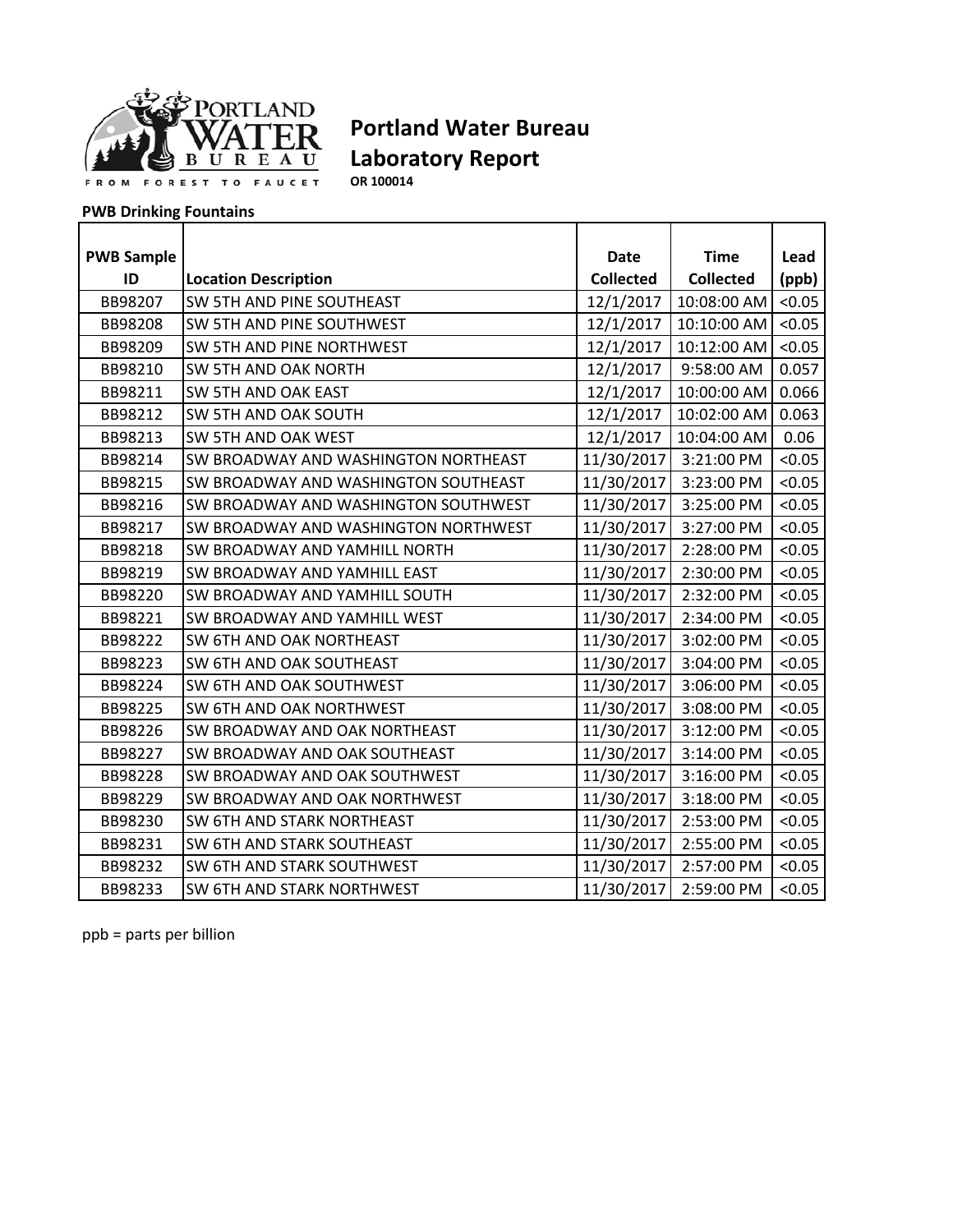PORTLAND WATER BUREAU

FROM FOREST TO FAUCET

# Portland Water Bureau Laboratory Report

**OR 100014**

**PWB Drinking Fountains**

| PWB Sample ID | Location Description | Date Collected | Time Collected | Lead (ppb) |
|---|---|---|---|---|
| BB98207 | SW 5TH AND PINE SOUTHEAST | 12/1/2017 | 10:08:00 AM | <0.05 |
| BB98208 | SW 5TH AND PINE SOUTHWEST | 12/1/2017 | 10:10:00 AM | <0.05 |
| BB98209 | SW 5TH AND PINE NORTHWEST | 12/1/2017 | 10:12:00 AM | <0.05 |
| BB98210 | SW 5TH AND OAK NORTH | 12/1/2017 | 9:58:00 AM | 0.057 |
| BB98211 | SW 5TH AND OAK EAST | 12/1/2017 | 10:00:00 AM | 0.066 |
| BB98212 | SW 5TH AND OAK SOUTH | 12/1/2017 | 10:02:00 AM | 0.063 |
| BB98213 | SW 5TH AND OAK WEST | 12/1/2017 | 10:04:00 AM | 0.06 |
| BB98214 | SW BROADWAY AND WASHINGTON NORTHEAST | 11/30/2017 | 3:21:00 PM | <0.05 |
| BB98215 | SW BROADWAY AND WASHINGTON SOUTHEAST | 11/30/2017 | 3:23:00 PM | <0.05 |
| BB98216 | SW BROADWAY AND WASHINGTON SOUTHWEST | 11/30/2017 | 3:25:00 PM | <0.05 |
| BB98217 | SW BROADWAY AND WASHINGTON NORTHWEST | 11/30/2017 | 3:27:00 PM | <0.05 |
| BB98218 | SW BROADWAY AND YAMHILL NORTH | 11/30/2017 | 2:28:00 PM | <0.05 |
| BB98219 | SW BROADWAY AND YAMHILL EAST | 11/30/2017 | 2:30:00 PM | <0.05 |
| BB98220 | SW BROADWAY AND YAMHILL SOUTH | 11/30/2017 | 2:32:00 PM | <0.05 |
| BB98221 | SW BROADWAY AND YAMHILL WEST | 11/30/2017 | 2:34:00 PM | <0.05 |
| BB98222 | SW 6TH AND OAK NORTHEAST | 11/30/2017 | 3:02:00 PM | <0.05 |
| BB98223 | SW 6TH AND OAK SOUTHEAST | 11/30/2017 | 3:04:00 PM | <0.05 |
| BB98224 | SW 6TH AND OAK SOUTHWEST | 11/30/2017 | 3:06:00 PM | <0.05 |
| BB98225 | SW 6TH AND OAK NORTHWEST | 11/30/2017 | 3:08:00 PM | <0.05 |
| BB98226 | SW BROADWAY AND OAK NORTHEAST | 11/30/2017 | 3:12:00 PM | <0.05 |
| BB98227 | SW BROADWAY AND OAK SOUTHEAST | 11/30/2017 | 3:14:00 PM | <0.05 |
| BB98228 | SW BROADWAY AND OAK SOUTHWEST | 11/30/2017 | 3:16:00 PM | <0.05 |
| BB98229 | SW BROADWAY AND OAK NORTHWEST | 11/30/2017 | 3:18:00 PM | <0.05 |
| BB98230 | SW 6TH AND STARK NORTHEAST | 11/30/2017 | 2:53:00 PM | <0.05 |
| BB98231 | SW 6TH AND STARK SOUTHEAST | 11/30/2017 | 2:55:00 PM | <0.05 |
| BB98232 | SW 6TH AND STARK SOUTHWEST | 11/30/2017 | 2:57:00 PM | <0.05 |
| BB98233 | SW 6TH AND STARK NORTHWEST | 11/30/2017 | 2:59:00 PM | <0.05 |

ppb = parts per billion